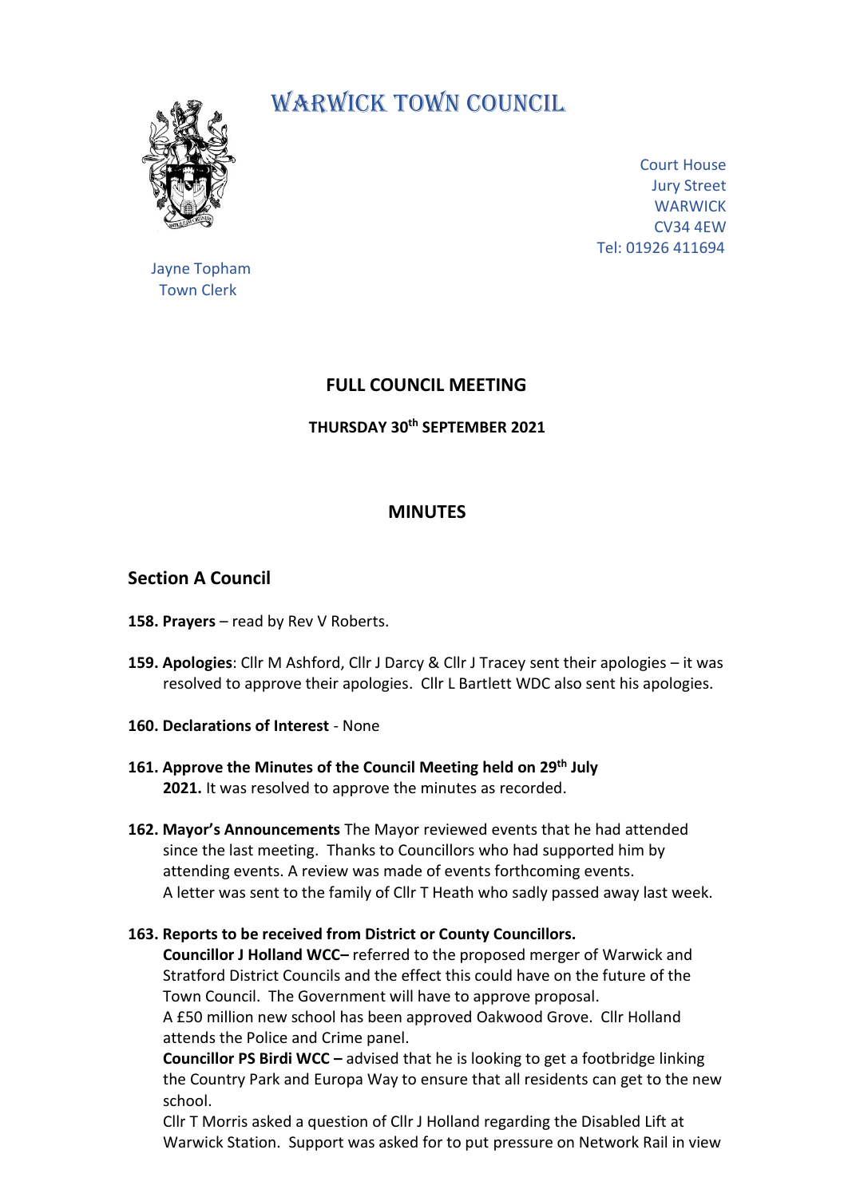# WARWICK TOWN COUNCIL

Court House
Jury Street
WARWICK
CV34 4EW
Tel: 01926 411694

Jayne Topham
Town Clerk

## FULL COUNCIL MEETING

**THURSDAY 30th SEPTEMBER 2021**

## MINUTES

### Section A Council

**158. Prayers** – read by Rev V Roberts.

**159. Apologies**: Cllr M Ashford, Cllr J Darcy & Cllr J Tracey sent their apologies – it was resolved to approve their apologies. Cllr L Bartlett WDC also sent his apologies.

**160. Declarations of Interest** - None

**161. Approve the Minutes of the Council Meeting held on 29th July 2021.** It was resolved to approve the minutes as recorded.

**162. Mayor's Announcements** The Mayor reviewed events that he had attended since the last meeting. Thanks to Councillors who had supported him by attending events. A review was made of events forthcoming events. A letter was sent to the family of Cllr T Heath who sadly passed away last week.

**163. Reports to be received from District or County Councillors.**

**Councillor J Holland WCC–** referred to the proposed merger of Warwick and Stratford District Councils and the effect this could have on the future of the Town Council. The Government will have to approve proposal.
A £50 million new school has been approved Oakwood Grove. Cllr Holland attends the Police and Crime panel.

**Councillor PS Birdi WCC –** advised that he is looking to get a footbridge linking the Country Park and Europa Way to ensure that all residents can get to the new school.

Cllr T Morris asked a question of Cllr J Holland regarding the Disabled Lift at Warwick Station. Support was asked for to put pressure on Network Rail in view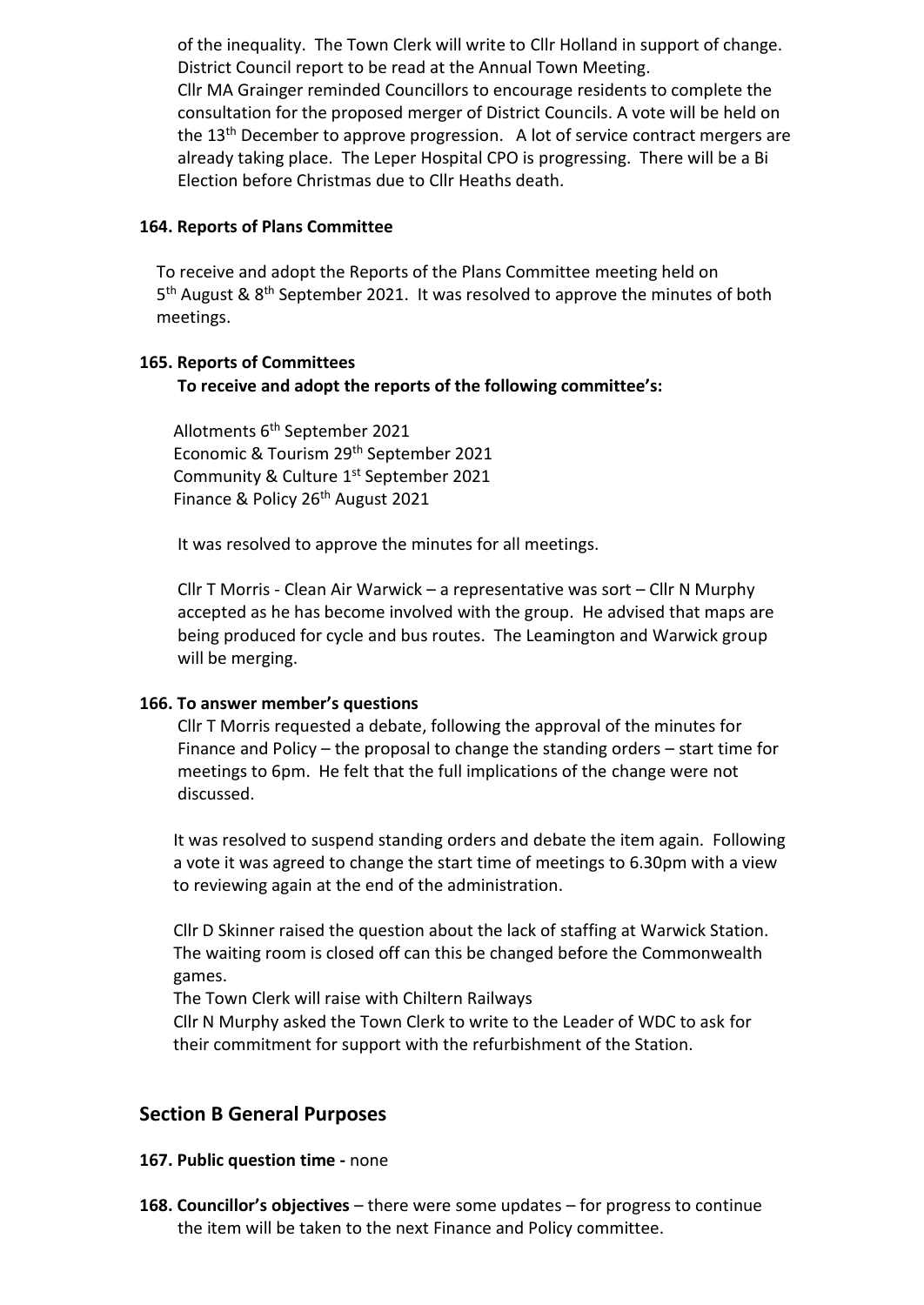of the inequality. The Town Clerk will write to Cllr Holland in support of change. District Council report to be read at the Annual Town Meeting.
Cllr MA Grainger reminded Councillors to encourage residents to complete the consultation for the proposed merger of District Councils. A vote will be held on the 13th December to approve progression. A lot of service contract mergers are already taking place. The Leper Hospital CPO is progressing. There will be a Bi Election before Christmas due to Cllr Heaths death.

**164. Reports of Plans Committee**

To receive and adopt the Reports of the Plans Committee meeting held on 5th August & 8th September 2021. It was resolved to approve the minutes of both meetings.

**165. Reports of Committees**

**To receive and adopt the reports of the following committee's:**

Allotments 6th September 2021
Economic & Tourism 29th September 2021
Community & Culture 1st September 2021
Finance & Policy 26th August 2021

It was resolved to approve the minutes for all meetings.

Cllr T Morris - Clean Air Warwick – a representative was sort – Cllr N Murphy accepted as he has become involved with the group. He advised that maps are being produced for cycle and bus routes. The Leamington and Warwick group will be merging.

**166. To answer member's questions**

Cllr T Morris requested a debate, following the approval of the minutes for Finance and Policy – the proposal to change the standing orders – start time for meetings to 6pm. He felt that the full implications of the change were not discussed.

It was resolved to suspend standing orders and debate the item again. Following a vote it was agreed to change the start time of meetings to 6.30pm with a view to reviewing again at the end of the administration.

Cllr D Skinner raised the question about the lack of staffing at Warwick Station. The waiting room is closed off can this be changed before the Commonwealth games.
The Town Clerk will raise with Chiltern Railways
Cllr N Murphy asked the Town Clerk to write to the Leader of WDC to ask for their commitment for support with the refurbishment of the Station.

## Section B General Purposes

**167. Public question time -** none

**168. Councillor's objectives** – there were some updates – for progress to continue the item will be taken to the next Finance and Policy committee.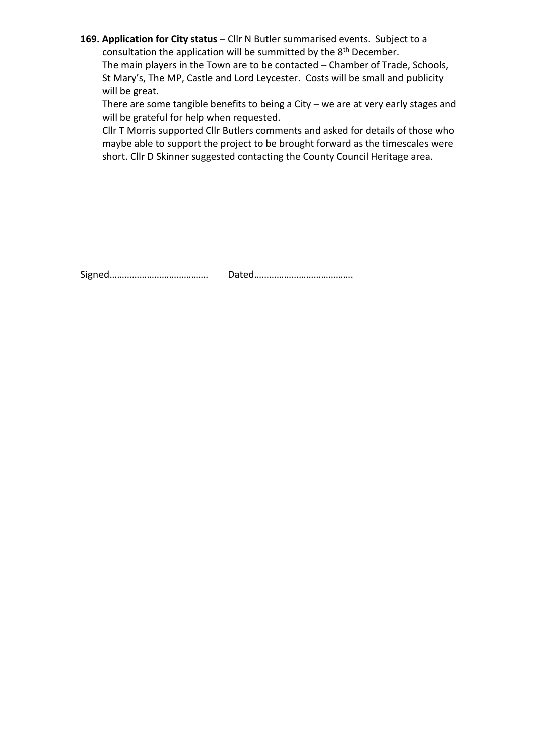**169. Application for City status** – Cllr N Butler summarised events. Subject to a consultation the application will be summitted by the 8th December.

The main players in the Town are to be contacted – Chamber of Trade, Schools, St Mary's, The MP, Castle and Lord Leycester. Costs will be small and publicity will be great.

There are some tangible benefits to being a City – we are at very early stages and will be grateful for help when requested.

Cllr T Morris supported Cllr Butlers comments and asked for details of those who maybe able to support the project to be brought forward as the timescales were short. Cllr D Skinner suggested contacting the County Council Heritage area.

Signed…………………………………. Dated………………………………….